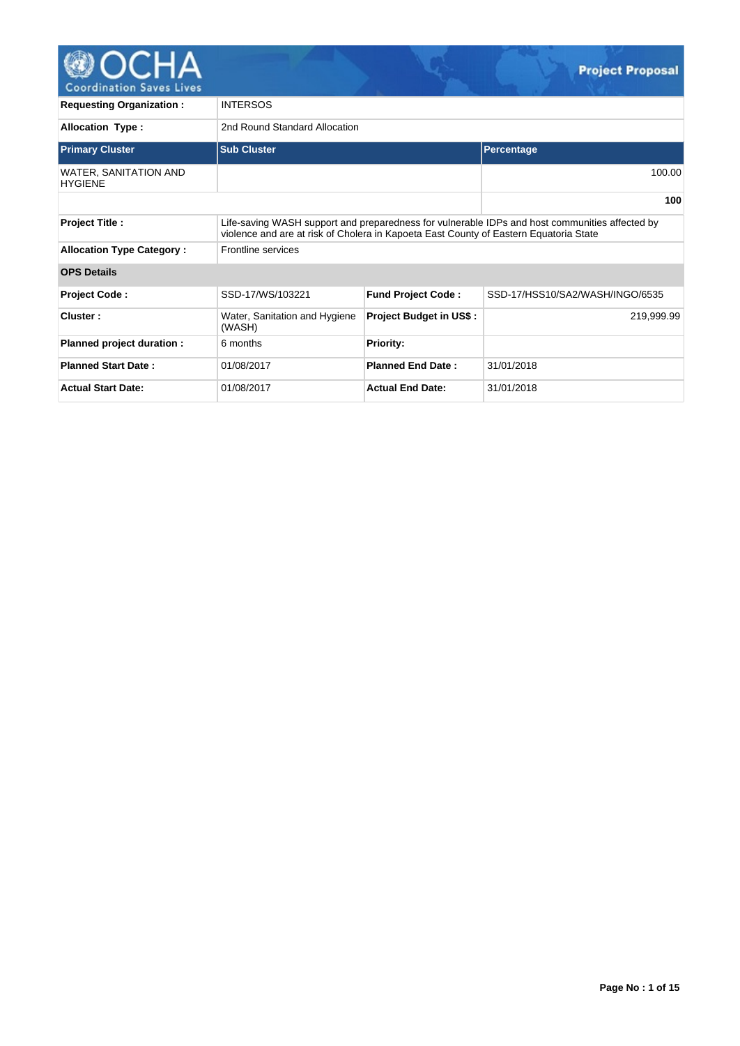# Project Proposal

| | | | |
|---|---|---|---|
| **Requesting Organization :** | INTERSOS | | |
| **Allocation Type :** | 2nd Round Standard Allocation | | |

| **Primary Cluster** | **Sub Cluster** | **Percentage** |
|---|---|---|
| WATER, SANITATION AND HYGIENE | | 100.00 |
| | | **100** |

| | |
|---|---|
| **Project Title :** | Life-saving WASH support and preparedness for vulnerable IDPs and host communities affected by violence and are at risk of Cholera in Kapoeta East County of Eastern Equatoria State |
| **Allocation Type Category :** | Frontline services |

**OPS Details**

| | | | |
|---|---|---|---|
| **Project Code :** | SSD-17/WS/103221 | **Fund Project Code :** | SSD-17/HSS10/SA2/WASH/INGO/6535 |
| **Cluster :** | Water, Sanitation and Hygiene (WASH) | **Project Budget in US$ :** | 219,999.99 |
| **Planned project duration :** | 6 months | **Priority:** | |
| **Planned Start Date :** | 01/08/2017 | **Planned End Date :** | 31/01/2018 |
| **Actual Start Date:** | 01/08/2017 | **Actual End Date:** | 31/01/2018 |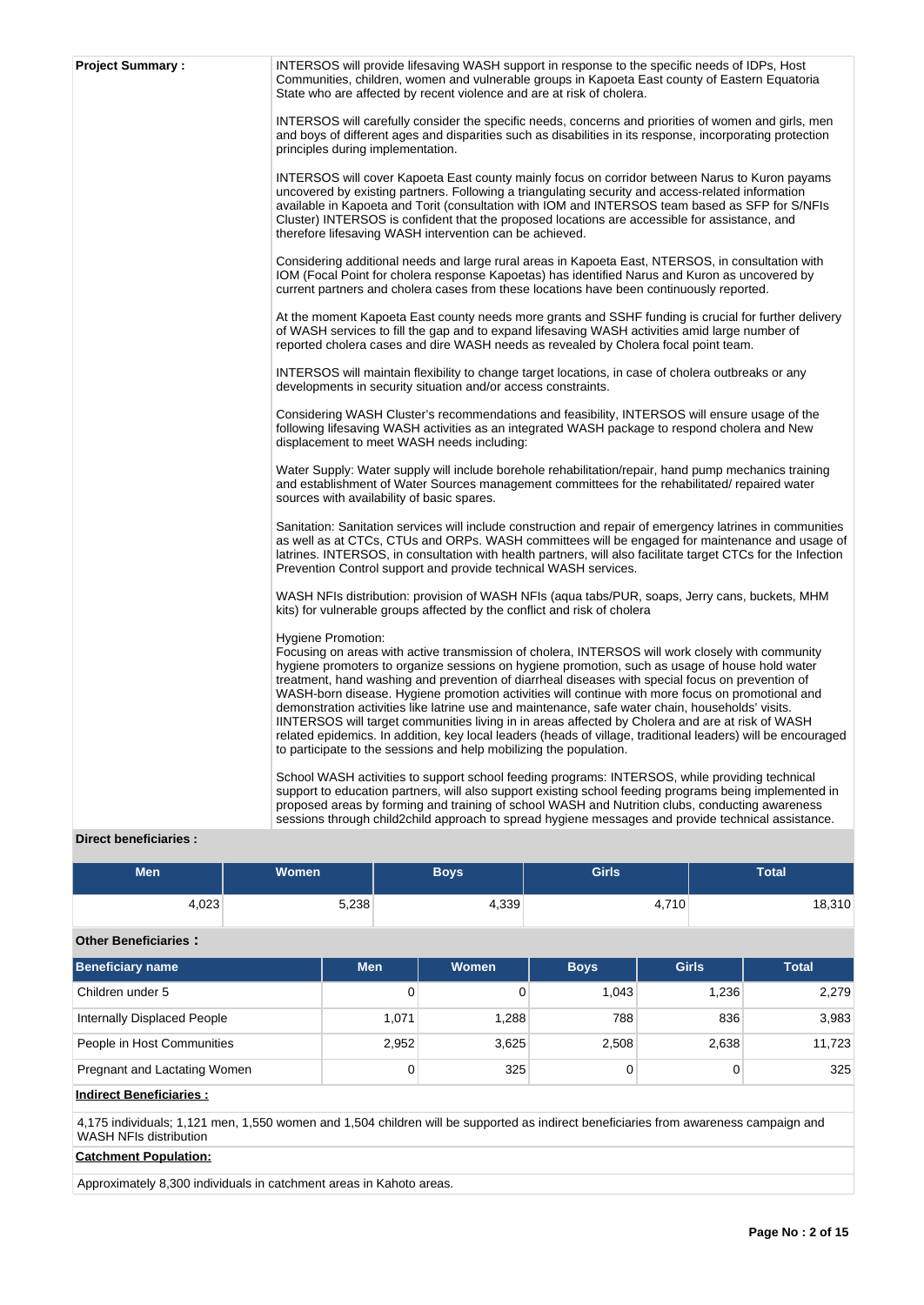**Project Summary :**

INTERSOS will provide lifesaving WASH support in response to the specific needs of IDPs, Host Communities, children, women and vulnerable groups in Kapoeta East county of Eastern Equatoria State who are affected by recent violence and are at risk of cholera.

INTERSOS will carefully consider the specific needs, concerns and priorities of women and girls, men and boys of different ages and disparities such as disabilities in its response, incorporating protection principles during implementation.

INTERSOS will cover Kapoeta East county mainly focus on corridor between Narus to Kuron payams uncovered by existing partners. Following a triangulating security and access-related information available in Kapoeta and Torit (consultation with IOM and INTERSOS team based as SFP for S/NFIs Cluster) INTERSOS is confident that the proposed locations are accessible for assistance, and therefore lifesaving WASH intervention can be achieved.

Considering additional needs and large rural areas in Kapoeta East, NTERSOS, in consultation with IOM (Focal Point for cholera response Kapoetas) has identified Narus and Kuron as uncovered by current partners and cholera cases from these locations have been continuously reported.

At the moment Kapoeta East county needs more grants and SSHF funding is crucial for further delivery of WASH services to fill the gap and to expand lifesaving WASH activities amid large number of reported cholera cases and dire WASH needs as revealed by Cholera focal point team.

INTERSOS will maintain flexibility to change target locations, in case of cholera outbreaks or any developments in security situation and/or access constraints.

Considering WASH Cluster's recommendations and feasibility, INTERSOS will ensure usage of the following lifesaving WASH activities as an integrated WASH package to respond cholera and New displacement to meet WASH needs including:

Water Supply: Water supply will include borehole rehabilitation/repair, hand pump mechanics training and establishment of Water Sources management committees for the rehabilitated/ repaired water sources with availability of basic spares.

Sanitation: Sanitation services will include construction and repair of emergency latrines in communities as well as at CTCs, CTUs and ORPs. WASH committees will be engaged for maintenance and usage of latrines. INTERSOS, in consultation with health partners, will also facilitate target CTCs for the Infection Prevention Control support and provide technical WASH services.

WASH NFIs distribution: provision of WASH NFIs (aqua tabs/PUR, soaps, Jerry cans, buckets, MHM kits) for vulnerable groups affected by the conflict and risk of cholera

Hygiene Promotion:
Focusing on areas with active transmission of cholera, INTERSOS will work closely with community hygiene promoters to organize sessions on hygiene promotion, such as usage of house hold water treatment, hand washing and prevention of diarrheal diseases with special focus on prevention of WASH-born disease. Hygiene promotion activities will continue with more focus on promotional and demonstration activities like latrine use and maintenance, safe water chain, households' visits. IINTERSOS will target communities living in areas affected by Cholera and are at risk of WASH related epidemics. In addition, key local leaders (heads of village, traditional leaders) will be encouraged to participate to the sessions and help mobilizing the population.

School WASH activities to support school feeding programs: INTERSOS, while providing technical support to education partners, will also support existing school feeding programs being implemented in proposed areas by forming and training of school WASH and Nutrition clubs, conducting awareness sessions through child2child approach to spread hygiene messages and provide technical assistance.

**Direct beneficiaries :**

| Men | Women | Boys | Girls | Total |
|---|---|---|---|---|
| 4,023 | 5,238 | 4,339 | 4,710 | 18,310 |

**Other Beneficiaries :**

| Beneficiary name | Men | Women | Boys | Girls | Total |
|---|---|---|---|---|---|
| Children under 5 | 0 | 0 | 1,043 | 1,236 | 2,279 |
| Internally Displaced People | 1,071 | 1,288 | 788 | 836 | 3,983 |
| People in Host Communities | 2,952 | 3,625 | 2,508 | 2,638 | 11,723 |
| Pregnant and Lactating Women | 0 | 325 | 0 | 0 | 325 |

**Indirect Beneficiaries :**

4,175 individuals; 1,121 men, 1,550 women and 1,504 children will be supported as indirect beneficiaries from awareness campaign and WASH NFIs distribution

**Catchment Population:**

Approximately 8,300 individuals in catchment areas in Kahoto areas.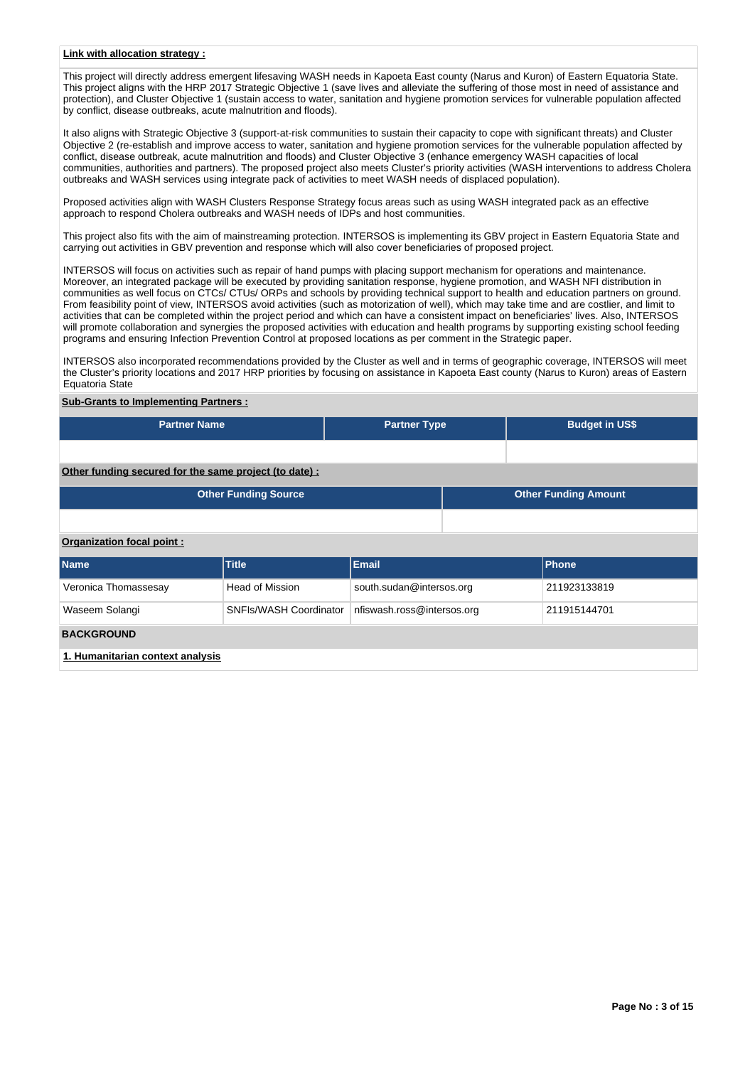**Link with allocation strategy :**

This project will directly address emergent lifesaving WASH needs in Kapoeta East county (Narus and Kuron) of Eastern Equatoria State. This project aligns with the HRP 2017 Strategic Objective 1 (save lives and alleviate the suffering of those most in need of assistance and protection), and Cluster Objective 1 (sustain access to water, sanitation and hygiene promotion services for vulnerable population affected by conflict, disease outbreaks, acute malnutrition and floods).

It also aligns with Strategic Objective 3 (support-at-risk communities to sustain their capacity to cope with significant threats) and Cluster Objective 2 (re-establish and improve access to water, sanitation and hygiene promotion services for the vulnerable population affected by conflict, disease outbreak, acute malnutrition and floods) and Cluster Objective 3 (enhance emergency WASH capacities of local communities, authorities and partners). The proposed project also meets Cluster's priority activities (WASH interventions to address Cholera outbreaks and WASH services using integrate pack of activities to meet WASH needs of displaced population).

Proposed activities align with WASH Clusters Response Strategy focus areas such as using WASH integrated pack as an effective approach to respond Cholera outbreaks and WASH needs of IDPs and host communities.

This project also fits with the aim of mainstreaming protection. INTERSOS is implementing its GBV project in Eastern Equatoria State and carrying out activities in GBV prevention and response which will also cover beneficiaries of proposed project.

INTERSOS will focus on activities such as repair of hand pumps with placing support mechanism for operations and maintenance. Moreover, an integrated package will be executed by providing sanitation response, hygiene promotion, and WASH NFI distribution in communities as well focus on CTCs/ CTUs/ ORPs and schools by providing technical support to health and education partners on ground. From feasibility point of view, INTERSOS avoid activities (such as motorization of well), which may take time and are costlier, and limit to activities that can be completed within the project period and which can have a consistent impact on beneficiaries' lives. Also, INTERSOS will promote collaboration and synergies the proposed activities with education and health programs by supporting existing school feeding programs and ensuring Infection Prevention Control at proposed locations as per comment in the Strategic paper.

INTERSOS also incorporated recommendations provided by the Cluster as well and in terms of geographic coverage, INTERSOS will meet the Cluster's priority locations and 2017 HRP priorities by focusing on assistance in Kapoeta East county (Narus to Kuron) areas of Eastern Equatoria State

**Sub-Grants to Implementing Partners :**

| Partner Name | Partner Type | Budget in US$ |
|---|---|---|
| | | |

**Other funding secured for the same project (to date) :**

| Other Funding Source | Other Funding Amount |
|---|---|
| | |

**Organization focal point :**

| Name | Title | Email | Phone |
|---|---|---|---|
| Veronica Thomassesay | Head of Mission | south.sudan@intersos.org | 211923133819 |
| Waseem Solangi | SNFIs/WASH Coordinator | nfiswash.ross@intersos.org | 211915144701 |

**BACKGROUND**

**1. Humanitarian context analysis**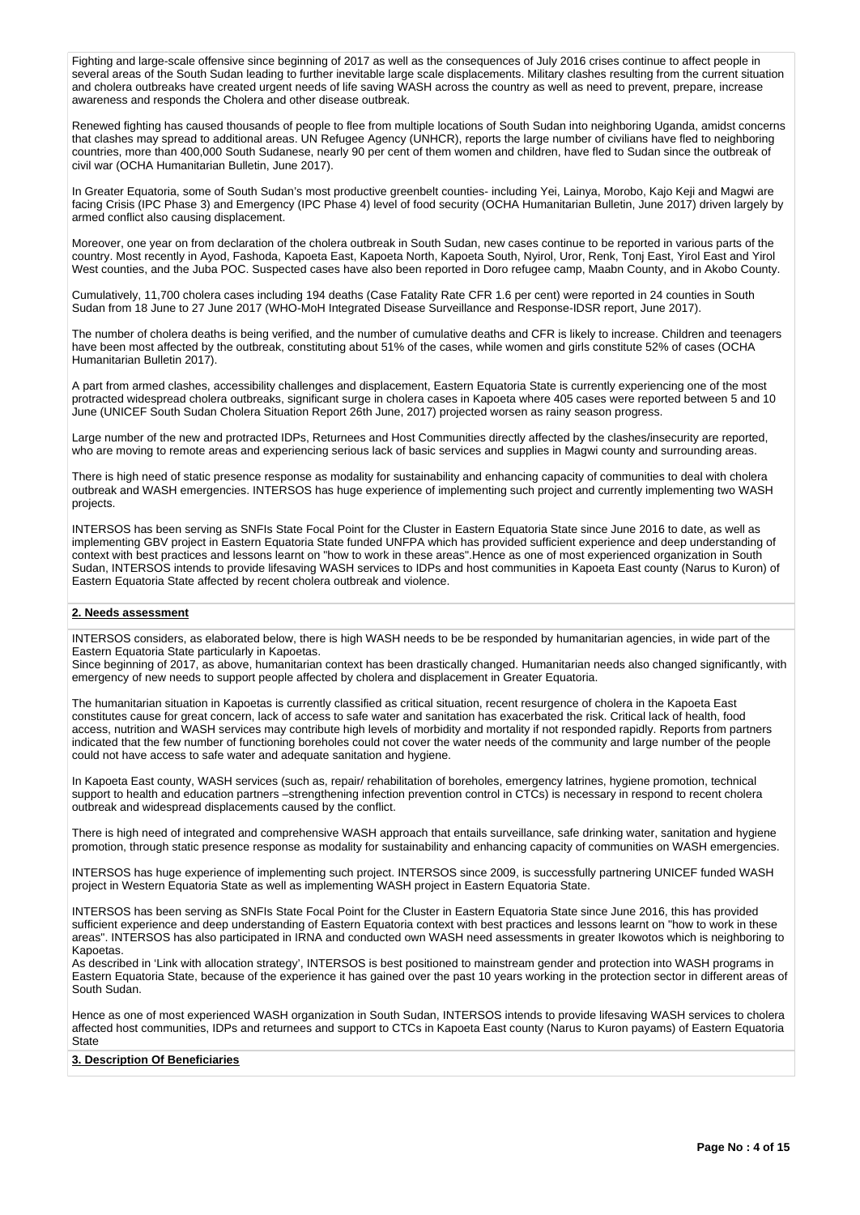Fighting and large-scale offensive since beginning of 2017 as well as the consequences of July 2016 crises continue to affect people in several areas of the South Sudan leading to further inevitable large scale displacements. Military clashes resulting from the current situation and cholera outbreaks have created urgent needs of life saving WASH across the country as well as need to prevent, prepare, increase awareness and responds the Cholera and other disease outbreak.

Renewed fighting has caused thousands of people to flee from multiple locations of South Sudan into neighboring Uganda, amidst concerns that clashes may spread to additional areas. UN Refugee Agency (UNHCR), reports the large number of civilians have fled to neighboring countries, more than 400,000 South Sudanese, nearly 90 per cent of them women and children, have fled to Sudan since the outbreak of civil war (OCHA Humanitarian Bulletin, June 2017).

In Greater Equatoria, some of South Sudan's most productive greenbelt counties- including Yei, Lainya, Morobo, Kajo Keji and Magwi are facing Crisis (IPC Phase 3) and Emergency (IPC Phase 4) level of food security (OCHA Humanitarian Bulletin, June 2017) driven largely by armed conflict also causing displacement.

Moreover, one year on from declaration of the cholera outbreak in South Sudan, new cases continue to be reported in various parts of the country. Most recently in Ayod, Fashoda, Kapoeta East, Kapoeta North, Kapoeta South, Nyirol, Uror, Renk, Tonj East, Yirol East and Yirol West counties, and the Juba POC. Suspected cases have also been reported in Doro refugee camp, Maabn County, and in Akobo County.

Cumulatively, 11,700 cholera cases including 194 deaths (Case Fatality Rate CFR 1.6 per cent) were reported in 24 counties in South Sudan from 18 June to 27 June 2017 (WHO-MoH Integrated Disease Surveillance and Response-IDSR report, June 2017).

The number of cholera deaths is being verified, and the number of cumulative deaths and CFR is likely to increase. Children and teenagers have been most affected by the outbreak, constituting about 51% of the cases, while women and girls constitute 52% of cases (OCHA Humanitarian Bulletin 2017).

A part from armed clashes, accessibility challenges and displacement, Eastern Equatoria State is currently experiencing one of the most protracted widespread cholera outbreaks, significant surge in cholera cases in Kapoeta where 405 cases were reported between 5 and 10 June (UNICEF South Sudan Cholera Situation Report 26th June, 2017) projected worsen as rainy season progress.

Large number of the new and protracted IDPs, Returnees and Host Communities directly affected by the clashes/insecurity are reported, who are moving to remote areas and experiencing serious lack of basic services and supplies in Magwi county and surrounding areas.

There is high need of static presence response as modality for sustainability and enhancing capacity of communities to deal with cholera outbreak and WASH emergencies. INTERSOS has huge experience of implementing such project and currently implementing two WASH projects.

INTERSOS has been serving as SNFIs State Focal Point for the Cluster in Eastern Equatoria State since June 2016 to date, as well as implementing GBV project in Eastern Equatoria State funded UNFPA which has provided sufficient experience and deep understanding of context with best practices and lessons learnt on "how to work in these areas".Hence as one of most experienced organization in South Sudan, INTERSOS intends to provide lifesaving WASH services to IDPs and host communities in Kapoeta East county (Narus to Kuron) of Eastern Equatoria State affected by recent cholera outbreak and violence.

## 2. Needs assessment

INTERSOS considers, as elaborated below, there is high WASH needs to be be responded by humanitarian agencies, in wide part of the Eastern Equatoria State particularly in Kapoetas.
Since beginning of 2017, as above, humanitarian context has been drastically changed. Humanitarian needs also changed significantly, with emergency of new needs to support people affected by cholera and displacement in Greater Equatoria.

The humanitarian situation in Kapoetas is currently classified as critical situation, recent resurgence of cholera in the Kapoeta East constitutes cause for great concern, lack of access to safe water and sanitation has exacerbated the risk. Critical lack of health, food access, nutrition and WASH services may contribute high levels of morbidity and mortality if not responded rapidly. Reports from partners indicated that the few number of functioning boreholes could not cover the water needs of the community and large number of the people could not have access to safe water and adequate sanitation and hygiene.

In Kapoeta East county, WASH services (such as, repair/ rehabilitation of boreholes, emergency latrines, hygiene promotion, technical support to health and education partners –strengthening infection prevention control in CTCs) is necessary in respond to recent cholera outbreak and widespread displacements caused by the conflict.

There is high need of integrated and comprehensive WASH approach that entails surveillance, safe drinking water, sanitation and hygiene promotion, through static presence response as modality for sustainability and enhancing capacity of communities on WASH emergencies.

INTERSOS has huge experience of implementing such project. INTERSOS since 2009, is successfully partnering UNICEF funded WASH project in Western Equatoria State as well as implementing WASH project in Eastern Equatoria State.

INTERSOS has been serving as SNFIs State Focal Point for the Cluster in Eastern Equatoria State since June 2016, this has provided sufficient experience and deep understanding of Eastern Equatoria context with best practices and lessons learnt on "how to work in these areas". INTERSOS has also participated in IRNA and conducted own WASH need assessments in greater Ikowotos which is neighboring to Kapoetas.
As described in 'Link with allocation strategy', INTERSOS is best positioned to mainstream gender and protection into WASH programs in Eastern Equatoria State, because of the experience it has gained over the past 10 years working in the protection sector in different areas of South Sudan.

Hence as one of most experienced WASH organization in South Sudan, INTERSOS intends to provide lifesaving WASH services to cholera affected host communities, IDPs and returnees and support to CTCs in Kapoeta East county (Narus to Kuron payams) of Eastern Equatoria State

## 3. Description Of Beneficiaries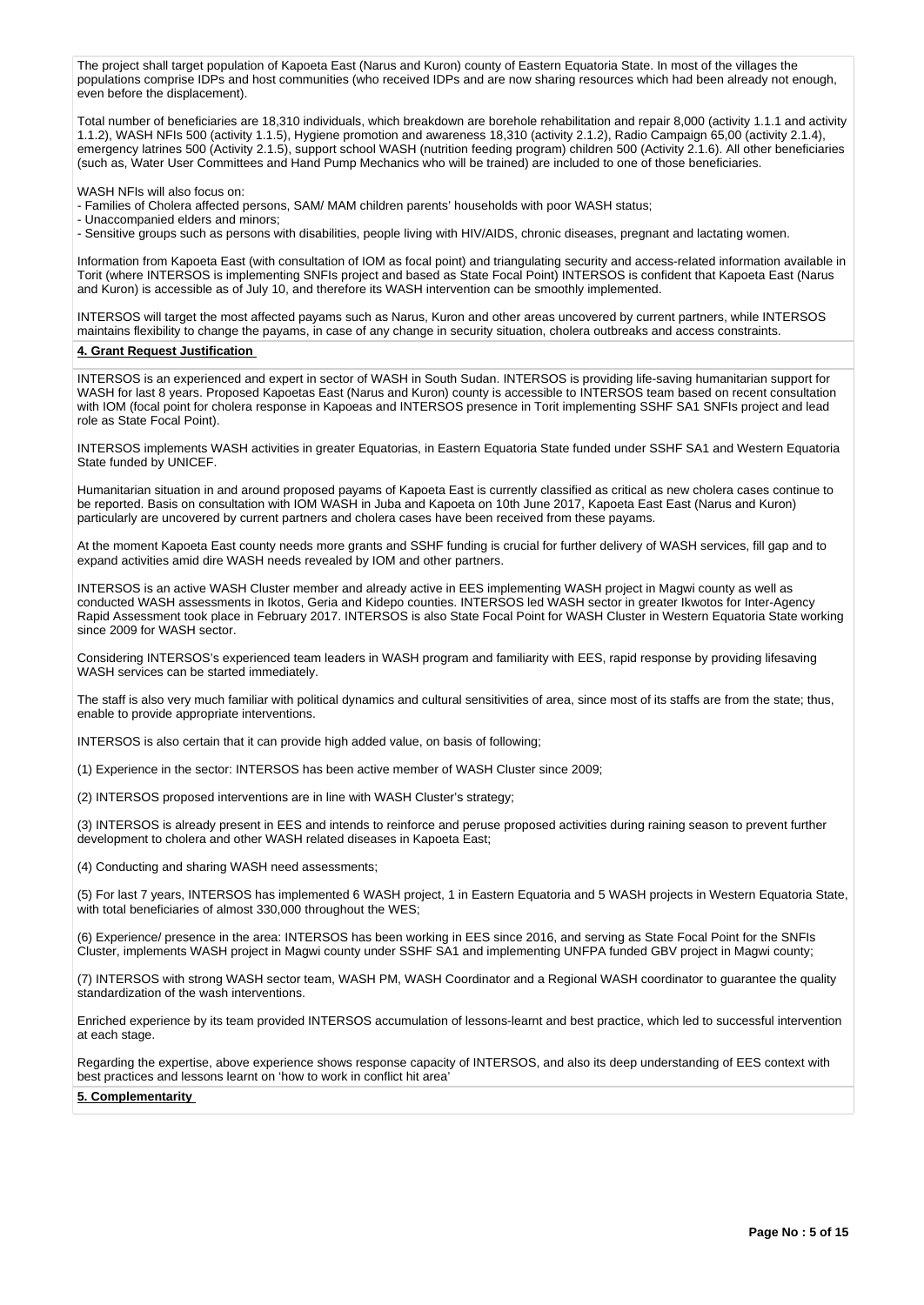The project shall target population of Kapoeta East (Narus and Kuron) county of Eastern Equatoria State. In most of the villages the populations comprise IDPs and host communities (who received IDPs and are now sharing resources which had been already not enough, even before the displacement).

Total number of beneficiaries are 18,310 individuals, which breakdown are borehole rehabilitation and repair 8,000 (activity 1.1.1 and activity 1.1.2), WASH NFIs 500 (activity 1.1.5), Hygiene promotion and awareness 18,310 (activity 2.1.2), Radio Campaign 65,00 (activity 2.1.4), emergency latrines 500 (Activity 2.1.5), support school WASH (nutrition feeding program) children 500 (Activity 2.1.6). All other beneficiaries (such as, Water User Committees and Hand Pump Mechanics who will be trained) are included to one of those beneficiaries.

WASH NFIs will also focus on:
- Families of Cholera affected persons, SAM/ MAM children parents' households with poor WASH status;
- Unaccompanied elders and minors;
- Sensitive groups such as persons with disabilities, people living with HIV/AIDS, chronic diseases, pregnant and lactating women.

Information from Kapoeta East (with consultation of IOM as focal point) and triangulating security and access-related information available in Torit (where INTERSOS is implementing SNFIs project and based as State Focal Point) INTERSOS is confident that Kapoeta East (Narus and Kuron) is accessible as of July 10, and therefore its WASH intervention can be smoothly implemented.

INTERSOS will target the most affected payams such as Narus, Kuron and other areas uncovered by current partners, while INTERSOS maintains flexibility to change the payams, in case of any change in security situation, cholera outbreaks and access constraints.

**4. Grant Request Justification**

INTERSOS is an experienced and expert in sector of WASH in South Sudan. INTERSOS is providing life-saving humanitarian support for WASH for last 8 years. Proposed Kapoetas East (Narus and Kuron) county is accessible to INTERSOS team based on recent consultation with IOM (focal point for cholera response in Kapoeas and INTERSOS presence in Torit implementing SSHF SA1 SNFIs project and lead role as State Focal Point).

INTERSOS implements WASH activities in greater Equatorias, in Eastern Equatoria State funded under SSHF SA1 and Western Equatoria State funded by UNICEF.

Humanitarian situation in and around proposed payams of Kapoeta East is currently classified as critical as new cholera cases continue to be reported. Basis on consultation with IOM WASH in Juba and Kapoeta on 10th June 2017, Kapoeta East East (Narus and Kuron) particularly are uncovered by current partners and cholera cases have been received from these payams.

At the moment Kapoeta East county needs more grants and SSHF funding is crucial for further delivery of WASH services, fill gap and to expand activities amid dire WASH needs revealed by IOM and other partners.

INTERSOS is an active WASH Cluster member and already active in EES implementing WASH project in Magwi county as well as conducted WASH assessments in Ikotos, Geria and Kidepo counties. INTERSOS led WASH sector in greater Ikwotos for Inter-Agency Rapid Assessment took place in February 2017. INTERSOS is also State Focal Point for WASH Cluster in Western Equatoria State working since 2009 for WASH sector.

Considering INTERSOS's experienced team leaders in WASH program and familiarity with EES, rapid response by providing lifesaving WASH services can be started immediately.

The staff is also very much familiar with political dynamics and cultural sensitivities of area, since most of its staffs are from the state; thus, enable to provide appropriate interventions.

INTERSOS is also certain that it can provide high added value, on basis of following;

(1) Experience in the sector: INTERSOS has been active member of WASH Cluster since 2009;

(2) INTERSOS proposed interventions are in line with WASH Cluster's strategy;

(3) INTERSOS is already present in EES and intends to reinforce and peruse proposed activities during raining season to prevent further development to cholera and other WASH related diseases in Kapoeta East;

(4) Conducting and sharing WASH need assessments;

(5) For last 7 years, INTERSOS has implemented 6 WASH project, 1 in Eastern Equatoria and 5 WASH projects in Western Equatoria State, with total beneficiaries of almost 330,000 throughout the WES;

(6) Experience/ presence in the area: INTERSOS has been working in EES since 2016, and serving as State Focal Point for the SNFIs Cluster, implements WASH project in Magwi county under SSHF SA1 and implementing UNFPA funded GBV project in Magwi county;

(7) INTERSOS with strong WASH sector team, WASH PM, WASH Coordinator and a Regional WASH coordinator to guarantee the quality standardization of the wash interventions.

Enriched experience by its team provided INTERSOS accumulation of lessons-learnt and best practice, which led to successful intervention at each stage.

Regarding the expertise, above experience shows response capacity of INTERSOS, and also its deep understanding of EES context with best practices and lessons learnt on 'how to work in conflict hit area'

**5. Complementarity**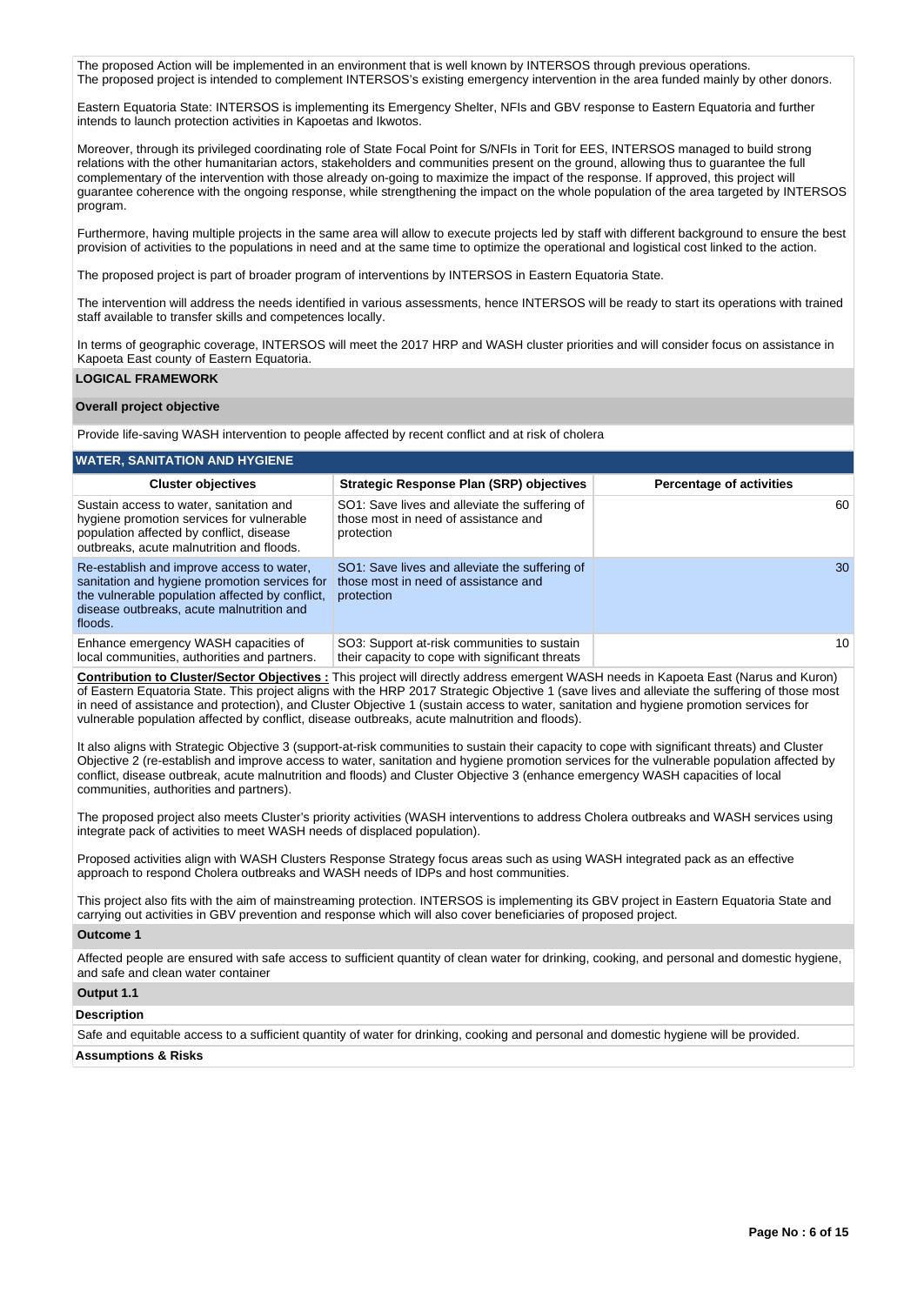The proposed Action will be implemented in an environment that is well known by INTERSOS through previous operations.
The proposed project is intended to complement INTERSOS's existing emergency intervention in the area funded mainly by other donors.

Eastern Equatoria State: INTERSOS is implementing its Emergency Shelter, NFIs and GBV response to Eastern Equatoria and further intends to launch protection activities in Kapoetas and Ikwotos.

Moreover, through its privileged coordinating role of State Focal Point for S/NFIs in Torit for EES, INTERSOS managed to build strong relations with the other humanitarian actors, stakeholders and communities present on the ground, allowing thus to guarantee the full complementary of the intervention with those already on-going to maximize the impact of the response. If approved, this project will guarantee coherence with the ongoing response, while strengthening the impact on the whole population of the area targeted by INTERSOS program.

Furthermore, having multiple projects in the same area will allow to execute projects led by staff with different background to ensure the best provision of activities to the populations in need and at the same time to optimize the operational and logistical cost linked to the action.

The proposed project is part of broader program of interventions by INTERSOS in Eastern Equatoria State.

The intervention will address the needs identified in various assessments, hence INTERSOS will be ready to start its operations with trained staff available to transfer skills and competences locally.

In terms of geographic coverage, INTERSOS will meet the 2017 HRP and WASH cluster priorities and will consider focus on assistance in Kapoeta East county of Eastern Equatoria.

## LOGICAL FRAMEWORK

### Overall project objective

Provide life-saving WASH intervention to people affected by recent conflict and at risk of cholera

### WATER, SANITATION AND HYGIENE

| Cluster objectives | Strategic Response Plan (SRP) objectives | Percentage of activities |
|---|---|---|
| Sustain access to water, sanitation and hygiene promotion services for vulnerable population affected by conflict, disease outbreaks, acute malnutrition and floods. | SO1: Save lives and alleviate the suffering of those most in need of assistance and protection | 60 |
| Re-establish and improve access to water, sanitation and hygiene promotion services for the vulnerable population affected by conflict, disease outbreaks, acute malnutrition and floods. | SO1: Save lives and alleviate the suffering of those most in need of assistance and protection | 30 |
| Enhance emergency WASH capacities of local communities, authorities and partners. | SO3: Support at-risk communities to sustain their capacity to cope with significant threats | 10 |

**Contribution to Cluster/Sector Objectives :** This project will directly address emergent WASH needs in Kapoeta East (Narus and Kuron) of Eastern Equatoria State. This project aligns with the HRP 2017 Strategic Objective 1 (save lives and alleviate the suffering of those most in need of assistance and protection), and Cluster Objective 1 (sustain access to water, sanitation and hygiene promotion services for vulnerable population affected by conflict, disease outbreaks, acute malnutrition and floods).

It also aligns with Strategic Objective 3 (support-at-risk communities to sustain their capacity to cope with significant threats) and Cluster Objective 2 (re-establish and improve access to water, sanitation and hygiene promotion services for the vulnerable population affected by conflict, disease outbreak, acute malnutrition and floods) and Cluster Objective 3 (enhance emergency WASH capacities of local communities, authorities and partners).

The proposed project also meets Cluster's priority activities (WASH interventions to address Cholera outbreaks and WASH services using integrate pack of activities to meet WASH needs of displaced population).

Proposed activities align with WASH Clusters Response Strategy focus areas such as using WASH integrated pack as an effective approach to respond Cholera outbreaks and WASH needs of IDPs and host communities.

This project also fits with the aim of mainstreaming protection. INTERSOS is implementing its GBV project in Eastern Equatoria State and carrying out activities in GBV prevention and response which will also cover beneficiaries of proposed project.

### Outcome 1

Affected people are ensured with safe access to sufficient quantity of clean water for drinking, cooking, and personal and domestic hygiene, and safe and clean water container

### Output 1.1

**Description**

Safe and equitable access to a sufficient quantity of water for drinking, cooking and personal and domestic hygiene will be provided.

**Assumptions & Risks**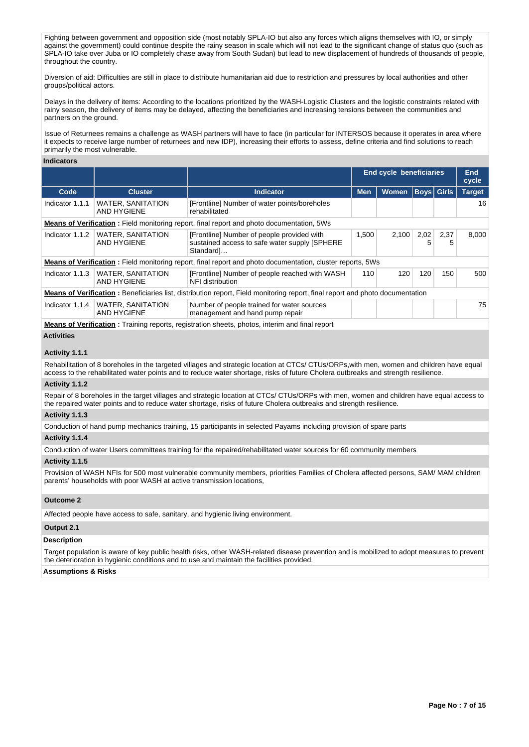Fighting between government and opposition side (most notably SPLA-IO but also any forces which aligns themselves with IO, or simply against the government) could continue despite the rainy season in scale which will not lead to the significant change of status quo (such as SPLA-IO take over Juba or IO completely chase away from South Sudan) but lead to new displacement of hundreds of thousands of people, throughout the country.

Diversion of aid: Difficulties are still in place to distribute humanitarian aid due to restriction and pressures by local authorities and other groups/political actors.

Delays in the delivery of items: According to the locations prioritized by the WASH-Logistic Clusters and the logistic constraints related with rainy season, the delivery of items may be delayed, affecting the beneficiaries and increasing tensions between the communities and partners on the ground.

Issue of Returnees remains a challenge as WASH partners will have to face (in particular for INTERSOS because it operates in area where it expects to receive large number of returnees and new IDP), increasing their efforts to assess, define criteria and find solutions to reach primarily the most vulnerable.

**Indicators**

| | | | End cycle beneficiaries | | | | End cycle |
|---|---|---|---|---|---|---|---|
| Code | Cluster | Indicator | Men | Women | Boys | Girls | Target |
| Indicator 1.1.1 | WATER, SANITATION AND HYGIENE | [Frontline] Number of water points/boreholes rehabilitated | | | | | 16 |
| **Means of Verification :** Field monitoring report, final report and photo documentation, 5Ws | | | | | | | |
| Indicator 1.1.2 | WATER, SANITATION AND HYGIENE | [Frontline] Number of people provided with sustained access to safe water supply [SPHERE Standard]… | 1,500 | 2,100 | 2,025 | 2,375 | 8,000 |
| **Means of Verification :** Field monitoring report, final report and photo documentation, cluster reports, 5Ws | | | | | | | |
| Indicator 1.1.3 | WATER, SANITATION AND HYGIENE | [Frontline] Number of people reached with WASH NFI distribution | 110 | 120 | 120 | 150 | 500 |
| **Means of Verification :** Beneficiaries list, distribution report, Field monitoring report, final report and photo documentation | | | | | | | |
| Indicator 1.1.4 | WATER, SANITATION AND HYGIENE | Number of people trained for water sources management and hand pump repair | | | | | 75 |
| **Means of Verification :** Training reports, registration sheets, photos, interim and final report | | | | | | | |

**Activities**

**Activity 1.1.1**

Rehabilitation of 8 boreholes in the targeted villages and strategic location at CTCs/ CTUs/ORPs,with men, women and children have equal access to the rehabilitated water points and to reduce water shortage, risks of future Cholera outbreaks and strength resilience.

**Activity 1.1.2**

Repair of 8 boreholes in the target villages and strategic location at CTCs/ CTUs/ORPs with men, women and children have equal access to the repaired water points and to reduce water shortage, risks of future Cholera outbreaks and strength resilience.

**Activity 1.1.3**

Conduction of hand pump mechanics training, 15 participants in selected Payams including provision of spare parts

**Activity 1.1.4**

Conduction of water Users committees training for the repaired/rehabilitated water sources for 60 community members

**Activity 1.1.5**

Provision of WASH NFIs for 500 most vulnerable community members, priorities Families of Cholera affected persons, SAM/ MAM children parents' households with poor WASH at active transmission locations,

**Outcome 2**

Affected people have access to safe, sanitary, and hygienic living environment.

**Output 2.1**

**Description**

Target population is aware of key public health risks, other WASH-related disease prevention and is mobilized to adopt measures to prevent the deterioration in hygienic conditions and to use and maintain the facilities provided.

**Assumptions & Risks**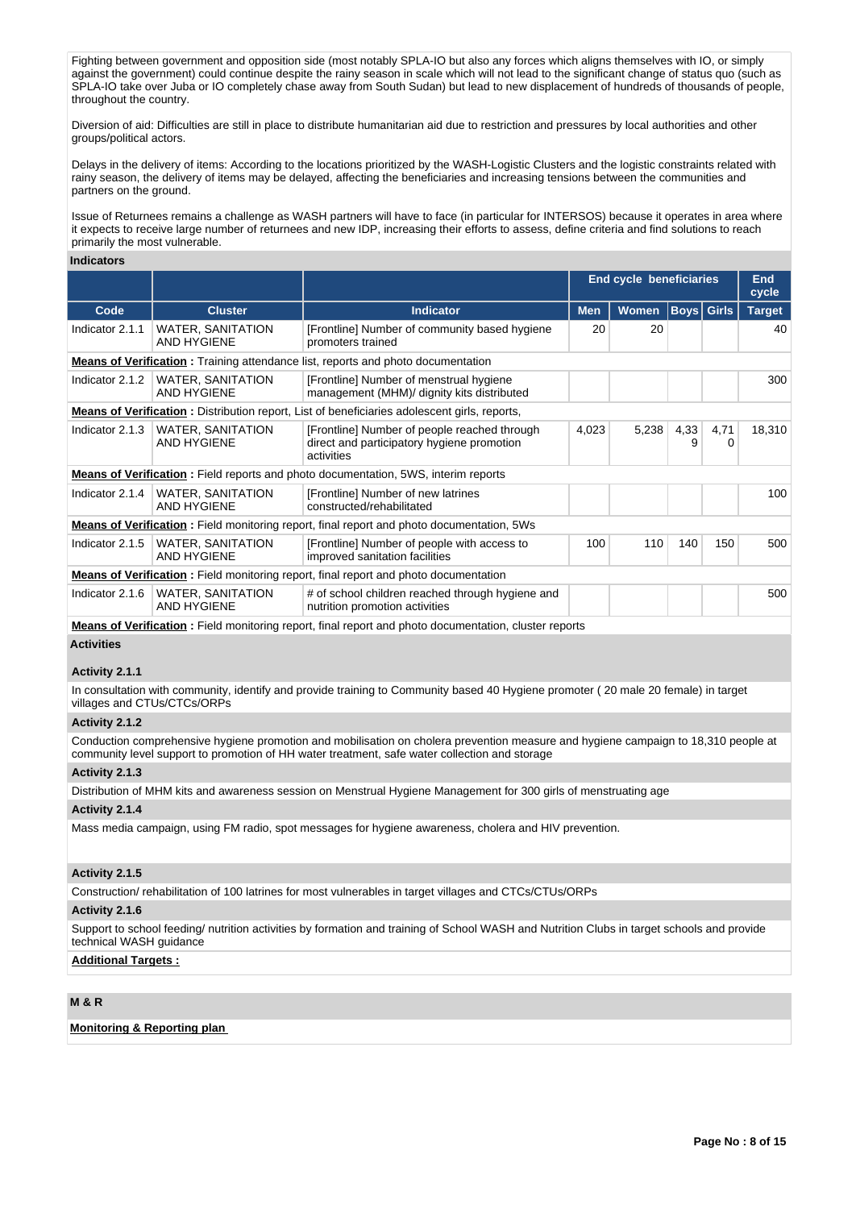Fighting between government and opposition side (most notably SPLA-IO but also any forces which aligns themselves with IO, or simply against the government) could continue despite the rainy season in scale which will not lead to the significant change of status quo (such as SPLA-IO take over Juba or IO completely chase away from South Sudan) but lead to new displacement of hundreds of thousands of people, throughout the country.

Diversion of aid: Difficulties are still in place to distribute humanitarian aid due to restriction and pressures by local authorities and other groups/political actors.

Delays in the delivery of items: According to the locations prioritized by the WASH-Logistic Clusters and the logistic constraints related with rainy season, the delivery of items may be delayed, affecting the beneficiaries and increasing tensions between the communities and partners on the ground.

Issue of Returnees remains a challenge as WASH partners will have to face (in particular for INTERSOS) because it operates in area where it expects to receive large number of returnees and new IDP, increasing their efforts to assess, define criteria and find solutions to reach primarily the most vulnerable.

**Indicators**

| | | | End cycle beneficiaries | | | | End cycle |
|---|---|---|---|---|---|---|---|
| **Code** | **Cluster** | **Indicator** | **Men** | **Women** | **Boys** | **Girls** | **Target** |
| Indicator 2.1.1 | WATER, SANITATION AND HYGIENE | [Frontline] Number of community based hygiene promoters trained | 20 | 20 | | | 40 |
| **Means of Verification :** Training attendance list, reports and photo documentation | | | | | | | |
| Indicator 2.1.2 | WATER, SANITATION AND HYGIENE | [Frontline] Number of menstrual hygiene management (MHM)/ dignity kits distributed | | | | | 300 |
| **Means of Verification :** Distribution report, List of beneficiaries adolescent girls, reports, | | | | | | | |
| Indicator 2.1.3 | WATER, SANITATION AND HYGIENE | [Frontline] Number of people reached through direct and participatory hygiene promotion activities | 4,023 | 5,238 | 4,339 | 4,710 | 18,310 |
| **Means of Verification :** Field reports and photo documentation, 5WS, interim reports | | | | | | | |
| Indicator 2.1.4 | WATER, SANITATION AND HYGIENE | [Frontline] Number of new latrines constructed/rehabilitated | | | | | 100 |
| **Means of Verification :** Field monitoring report, final report and photo documentation, 5Ws | | | | | | | |
| Indicator 2.1.5 | WATER, SANITATION AND HYGIENE | [Frontline] Number of people with access to improved sanitation facilities | 100 | 110 | 140 | 150 | 500 |
| **Means of Verification :** Field monitoring report, final report and photo documentation | | | | | | | |
| Indicator 2.1.6 | WATER, SANITATION AND HYGIENE | # of school children reached through hygiene and nutrition promotion activities | | | | | 500 |
| **Means of Verification :** Field monitoring report, final report and photo documentation, cluster reports | | | | | | | |

**Activities**

**Activity 2.1.1**

In consultation with community, identify and provide training to Community based 40 Hygiene promoter ( 20 male 20 female) in target villages and CTUs/CTCs/ORPs

**Activity 2.1.2**

Conduction comprehensive hygiene promotion and mobilisation on cholera prevention measure and hygiene campaign to 18,310 people at community level support to promotion of HH water treatment, safe water collection and storage

**Activity 2.1.3**

Distribution of MHM kits and awareness session on Menstrual Hygiene Management for 300 girls of menstruating age

**Activity 2.1.4**

Mass media campaign, using FM radio, spot messages for hygiene awareness, cholera and HIV prevention.

**Activity 2.1.5**

Construction/ rehabilitation of 100 latrines for most vulnerables in target villages and CTCs/CTUs/ORPs

**Activity 2.1.6**

Support to school feeding/ nutrition activities by formation and training of School WASH and Nutrition Clubs in target schools and provide technical WASH guidance

**Additional Targets :**

**M & R**

**Monitoring & Reporting plan**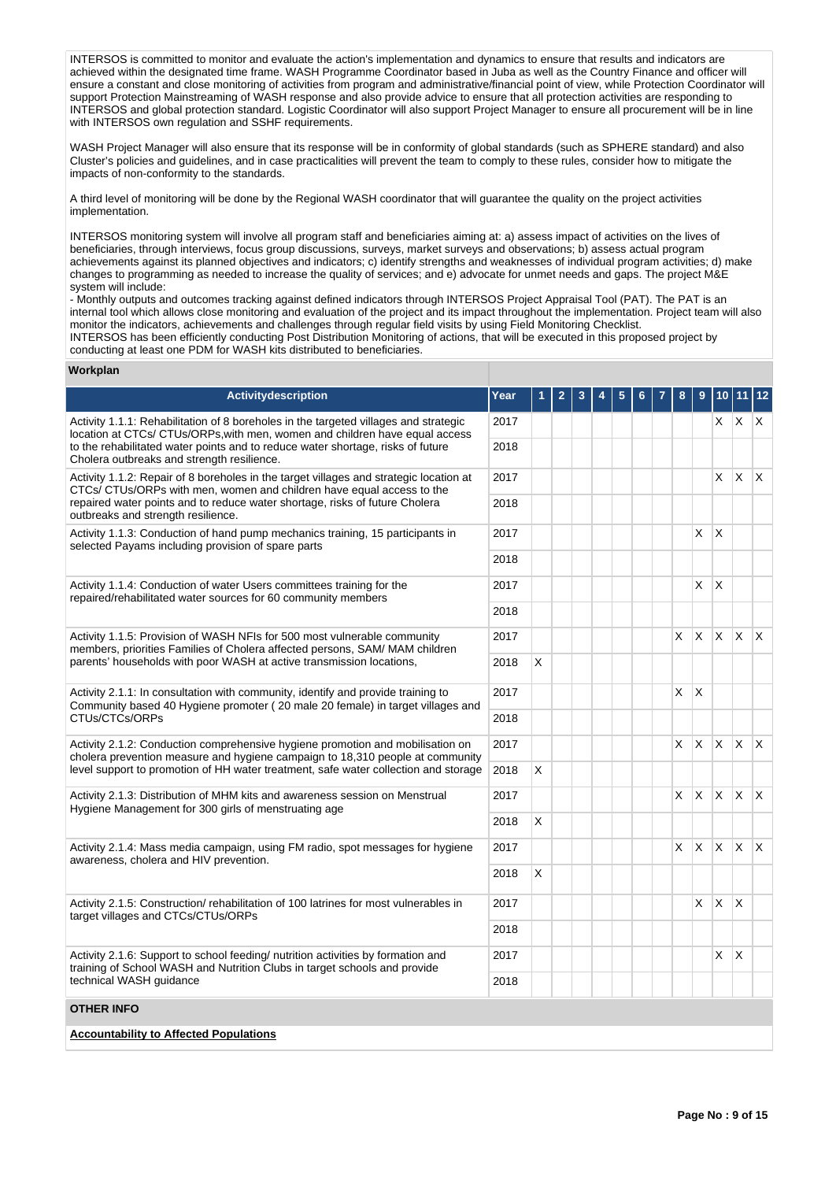INTERSOS is committed to monitor and evaluate the action's implementation and dynamics to ensure that results and indicators are achieved within the designated time frame. WASH Programme Coordinator based in Juba as well as the Country Finance and officer will ensure a constant and close monitoring of activities from program and administrative/financial point of view, while Protection Coordinator will support Protection Mainstreaming of WASH response and also provide advice to ensure that all protection activities are responding to INTERSOS and global protection standard. Logistic Coordinator will also support Project Manager to ensure all procurement will be in line with INTERSOS own regulation and SSHF requirements.

WASH Project Manager will also ensure that its response will be in conformity of global standards (such as SPHERE standard) and also Cluster's policies and guidelines, and in case practicalities will prevent the team to comply to these rules, consider how to mitigate the impacts of non-conformity to the standards.

A third level of monitoring will be done by the Regional WASH coordinator that will guarantee the quality on the project activities implementation.

INTERSOS monitoring system will involve all program staff and beneficiaries aiming at: a) assess impact of activities on the lives of beneficiaries, through interviews, focus group discussions, surveys, market surveys and observations; b) assess actual program achievements against its planned objectives and indicators; c) identify strengths and weaknesses of individual program activities; d) make changes to programming as needed to increase the quality of services; and e) advocate for unmet needs and gaps. The project M&E system will include:
- Monthly outputs and outcomes tracking against defined indicators through INTERSOS Project Appraisal Tool (PAT). The PAT is an internal tool which allows close monitoring and evaluation of the project and its impact throughout the implementation. Project team will also monitor the indicators, achievements and challenges through regular field visits by using Field Monitoring Checklist.
INTERSOS has been efficiently conducting Post Distribution Monitoring of actions, that will be executed in this proposed project by conducting at least one PDM for WASH kits distributed to beneficiaries.

**Workplan**

| Activitydescription | Year | 1 | 2 | 3 | 4 | 5 | 6 | 7 | 8 | 9 | 10 | 11 | 12 |
|---|---|---|---|---|---|---|---|---|---|---|---|---|---|
| Activity 1.1.1: Rehabilitation of 8 boreholes in the targeted villages and strategic location at CTCs/ CTUs/ORPs,with men, women and children have equal access to the rehabilitated water points and to reduce water shortage, risks of future Cholera outbreaks and strength resilience. | 2017 | | | | | | | | | | X | X | X |
| | 2018 | | | | | | | | | | | | |
| Activity 1.1.2: Repair of 8 boreholes in the target villages and strategic location at CTCs/ CTUs/ORPs with men, women and children have equal access to the repaired water points and to reduce water shortage, risks of future Cholera outbreaks and strength resilience. | 2017 | | | | | | | | | | X | X | X |
| | 2018 | | | | | | | | | | | | |
| Activity 1.1.3: Conduction of hand pump mechanics training, 15 participants in selected Payams including provision of spare parts | 2017 | | | | | | | | | X | X | | |
| | 2018 | | | | | | | | | | | | |
| Activity 1.1.4: Conduction of water Users committees training for the repaired/rehabilitated water sources for 60 community members | 2017 | | | | | | | | | X | X | | |
| | 2018 | | | | | | | | | | | | |
| Activity 1.1.5: Provision of WASH NFIs for 500 most vulnerable community members, priorities Families of Cholera affected persons, SAM/ MAM children parents' households with poor WASH at active transmission locations, | 2017 | | | | | | | | X | X | X | X | X |
| | 2018 | X | | | | | | | | | | | |
| Activity 2.1.1: In consultation with community, identify and provide training to Community based 40 Hygiene promoter ( 20 male 20 female) in target villages and CTUs/CTCs/ORPs | 2017 | | | | | | | | X | X | | | |
| | 2018 | | | | | | | | | | | | |
| Activity 2.1.2: Conduction comprehensive hygiene promotion and mobilisation on cholera prevention measure and hygiene campaign to 18,310 people at community level support to promotion of HH water treatment, safe water collection and storage | 2017 | | | | | | | | X | X | X | X | X |
| | 2018 | X | | | | | | | | | | | |
| Activity 2.1.3: Distribution of MHM kits and awareness session on Menstrual Hygiene Management for 300 girls of menstruating age | 2017 | | | | | | | | X | X | X | X | X |
| | 2018 | X | | | | | | | | | | | |
| Activity 2.1.4: Mass media campaign, using FM radio, spot messages for hygiene awareness, cholera and HIV prevention. | 2017 | | | | | | | | X | X | X | X | X |
| | 2018 | X | | | | | | | | | | | |
| Activity 2.1.5: Construction/ rehabilitation of 100 latrines for most vulnerables in target villages and CTCs/CTUs/ORPs | 2017 | | | | | | | | | X | X | X | |
| | 2018 | | | | | | | | | | | | |
| Activity 2.1.6: Support to school feeding/ nutrition activities by formation and training of School WASH and Nutrition Clubs in target schools and provide technical WASH guidance | 2017 | | | | | | | | | | X | X | |
| | 2018 | | | | | | | | | | | | |

**OTHER INFO**

**Accountability to Affected Populations**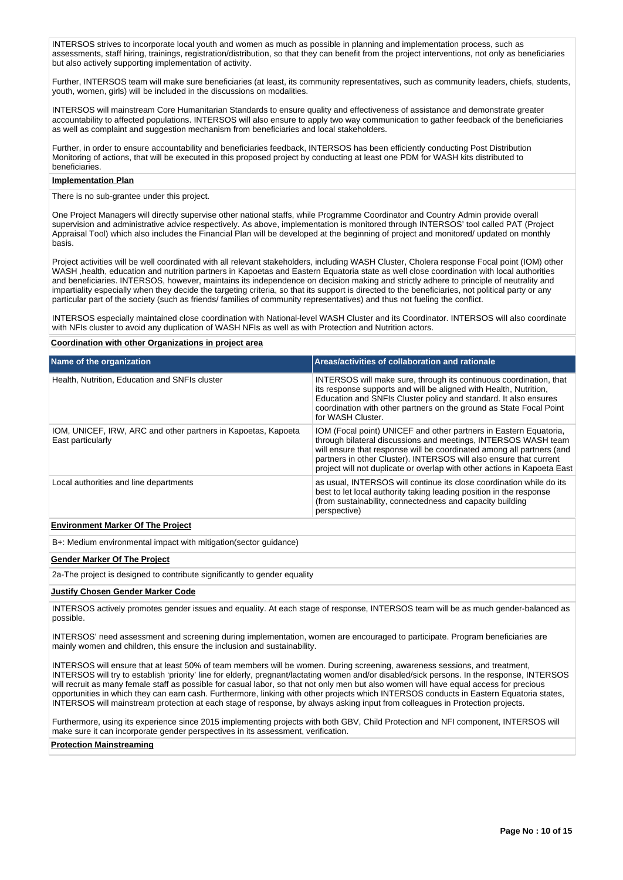INTERSOS strives to incorporate local youth and women as much as possible in planning and implementation process, such as assessments, staff hiring, trainings, registration/distribution, so that they can benefit from the project interventions, not only as beneficiaries but also actively supporting implementation of activity.

Further, INTERSOS team will make sure beneficiaries (at least, its community representatives, such as community leaders, chiefs, students, youth, women, girls) will be included in the discussions on modalities.

INTERSOS will mainstream Core Humanitarian Standards to ensure quality and effectiveness of assistance and demonstrate greater accountability to affected populations. INTERSOS will also ensure to apply two way communication to gather feedback of the beneficiaries as well as complaint and suggestion mechanism from beneficiaries and local stakeholders.

Further, in order to ensure accountability and beneficiaries feedback, INTERSOS has been efficiently conducting Post Distribution Monitoring of actions, that will be executed in this proposed project by conducting at least one PDM for WASH kits distributed to beneficiaries.

**Implementation Plan**

There is no sub-grantee under this project.

One Project Managers will directly supervise other national staffs, while Programme Coordinator and Country Admin provide overall supervision and administrative advice respectively. As above, implementation is monitored through INTERSOS' tool called PAT (Project Appraisal Tool) which also includes the Financial Plan will be developed at the beginning of project and monitored/ updated on monthly basis.

Project activities will be well coordinated with all relevant stakeholders, including WASH Cluster, Cholera response Focal point (IOM) other WASH ,health, education and nutrition partners in Kapoetas and Eastern Equatoria state as well close coordination with local authorities and beneficiaries. INTERSOS, however, maintains its independence on decision making and strictly adhere to principle of neutrality and impartiality especially when they decide the targeting criteria, so that its support is directed to the beneficiaries, not political party or any particular part of the society (such as friends/ families of community representatives) and thus not fueling the conflict.

INTERSOS especially maintained close coordination with National-level WASH Cluster and its Coordinator. INTERSOS will also coordinate with NFIs cluster to avoid any duplication of WASH NFIs as well as with Protection and Nutrition actors.

**Coordination with other Organizations in project area**

| Name of the organization | Areas/activities of collaboration and rationale |
|---|---|
| Health, Nutrition, Education and SNFIs cluster | INTERSOS will make sure, through its continuous coordination, that its response supports and will be aligned with Health, Nutrition, Education and SNFIs Cluster policy and standard. It also ensures coordination with other partners on the ground as State Focal Point for WASH Cluster. |
| IOM, UNICEF, IRW, ARC and other partners in Kapoetas, Kapoeta East particularly | IOM (Focal point) UNICEF and other partners in Eastern Equatoria, through bilateral discussions and meetings, INTERSOS WASH team will ensure that response will be coordinated among all partners (and partners in other Cluster). INTERSOS will also ensure that current project will not duplicate or overlap with other actions in Kapoeta East |
| Local authorities and line departments | as usual, INTERSOS will continue its close coordination while do its best to let local authority taking leading position in the response (from sustainability, connectedness and capacity building perspective) |

**Environment Marker Of The Project**

B+: Medium environmental impact with mitigation(sector guidance)

**Gender Marker Of The Project**

2a-The project is designed to contribute significantly to gender equality

**Justify Chosen Gender Marker Code**

INTERSOS actively promotes gender issues and equality. At each stage of response, INTERSOS team will be as much gender-balanced as possible.

INTERSOS' need assessment and screening during implementation, women are encouraged to participate. Program beneficiaries are mainly women and children, this ensure the inclusion and sustainability.

INTERSOS will ensure that at least 50% of team members will be women. During screening, awareness sessions, and treatment, INTERSOS will try to establish 'priority' line for elderly, pregnant/lactating women and/or disabled/sick persons. In the response, INTERSOS will recruit as many female staff as possible for casual labor, so that not only men but also women will have equal access for precious opportunities in which they can earn cash. Furthermore, linking with other projects which INTERSOS conducts in Eastern Equatoria states, INTERSOS will mainstream protection at each stage of response, by always asking input from colleagues in Protection projects.

Furthermore, using its experience since 2015 implementing projects with both GBV, Child Protection and NFI component, INTERSOS will make sure it can incorporate gender perspectives in its assessment, verification.

**Protection Mainstreaming**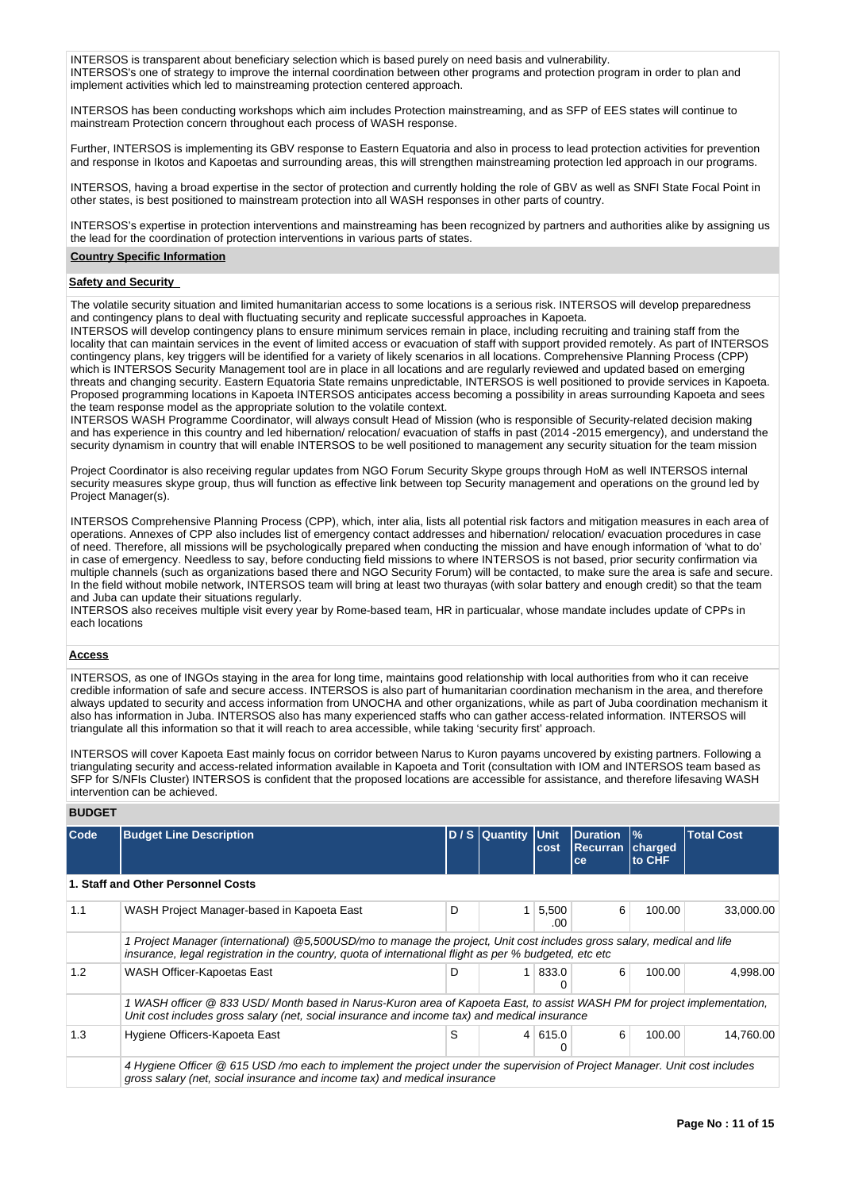INTERSOS is transparent about beneficiary selection which is based purely on need basis and vulnerability.
INTERSOS's one of strategy to improve the internal coordination between other programs and protection program in order to plan and implement activities which led to mainstreaming protection centered approach.

INTERSOS has been conducting workshops which aim includes Protection mainstreaming, and as SFP of EES states will continue to mainstream Protection concern throughout each process of WASH response.

Further, INTERSOS is implementing its GBV response to Eastern Equatoria and also in process to lead protection activities for prevention and response in Ikotos and Kapoetas and surrounding areas, this will strengthen mainstreaming protection led approach in our programs.

INTERSOS, having a broad expertise in the sector of protection and currently holding the role of GBV as well as SNFI State Focal Point in other states, is best positioned to mainstream protection into all WASH responses in other parts of country.

INTERSOS's expertise in protection interventions and mainstreaming has been recognized by partners and authorities alike by assigning us the lead for the coordination of protection interventions in various parts of states.

**Country Specific Information**

**Safety and Security**

The volatile security situation and limited humanitarian access to some locations is a serious risk. INTERSOS will develop preparedness and contingency plans to deal with fluctuating security and replicate successful approaches in Kapoeta.
INTERSOS will develop contingency plans to ensure minimum services remain in place, including recruiting and training staff from the locality that can maintain services in the event of limited access or evacuation of staff with support provided remotely. As part of INTERSOS contingency plans, key triggers will be identified for a variety of likely scenarios in all locations. Comprehensive Planning Process (CPP) which is INTERSOS Security Management tool are in place in all locations and are regularly reviewed and updated based on emerging threats and changing security. Eastern Equatoria State remains unpredictable, INTERSOS is well positioned to provide services in Kapoeta. Proposed programming locations in Kapoeta INTERSOS anticipates access becoming a possibility in areas surrounding Kapoeta and sees the team response model as the appropriate solution to the volatile context.
INTERSOS WASH Programme Coordinator, will always consult Head of Mission (who is responsible of Security-related decision making and has experience in this country and led hibernation/ relocation/ evacuation of staffs in past (2014 -2015 emergency), and understand the security dynamism in country that will enable INTERSOS to be well positioned to management any security situation for the team mission

Project Coordinator is also receiving regular updates from NGO Forum Security Skype groups through HoM as well INTERSOS internal security measures skype group, thus will function as effective link between top Security management and operations on the ground led by Project Manager(s).

INTERSOS Comprehensive Planning Process (CPP), which, inter alia, lists all potential risk factors and mitigation measures in each area of operations. Annexes of CPP also includes list of emergency contact addresses and hibernation/ relocation/ evacuation procedures in case of need. Therefore, all missions will be psychologically prepared when conducting the mission and have enough information of 'what to do' in case of emergency. Needless to say, before conducting field missions to where INTERSOS is not based, prior security confirmation via multiple channels (such as organizations based there and NGO Security Forum) will be contacted, to make sure the area is safe and secure. In the field without mobile network, INTERSOS team will bring at least two thurayas (with solar battery and enough credit) so that the team and Juba can update their situations regularly.
INTERSOS also receives multiple visit every year by Rome-based team, HR in particualar, whose mandate includes update of CPPs in each locations

**Access**

INTERSOS, as one of INGOs staying in the area for long time, maintains good relationship with local authorities from who it can receive credible information of safe and secure access. INTERSOS is also part of humanitarian coordination mechanism in the area, and therefore always updated to security and access information from UNOCHA and other organizations, while as part of Juba coordination mechanism it also has information in Juba. INTERSOS also has many experienced staffs who can gather access-related information. INTERSOS will triangulate all this information so that it will reach to area accessible, while taking 'security first' approach.

INTERSOS will cover Kapoeta East mainly focus on corridor between Narus to Kuron payams uncovered by existing partners. Following a triangulating security and access-related information available in Kapoeta and Torit (consultation with IOM and INTERSOS team based as SFP for S/NFIs Cluster) INTERSOS is confident that the proposed locations are accessible for assistance, and therefore lifesaving WASH intervention can be achieved.

**BUDGET**

| Code | Budget Line Description | D / S | Quantity | Unit cost | Duration Recurrance | % charged to CHF | Total Cost |
|---|---|---|---|---|---|---|---|
| **1. Staff and Other Personnel Costs** | | | | | | | |
| 1.1 | WASH Project Manager-based in Kapoeta East | D | 1 | 5,500.00 | 6 | 100.00 | 33,000.00 |
| | *1 Project Manager (international) @5,500USD/mo to manage the project, Unit cost includes gross salary, medical and life insurance, legal registration in the country, quota of international flight as per % budgeted, etc etc* | | | | | | |
| 1.2 | WASH Officer-Kapoetas East | D | 1 | 833.00 | 6 | 100.00 | 4,998.00 |
| | *1 WASH officer @ 833 USD/ Month based in Narus-Kuron area of Kapoeta East, to assist WASH PM for project implementation, Unit cost includes gross salary (net, social insurance and income tax) and medical insurance* | | | | | | |
| 1.3 | Hygiene Officers-Kapoeta East | S | 4 | 615.00 | 6 | 100.00 | 14,760.00 |
| | *4 Hygiene Officer @ 615 USD /mo each to implement the project under the supervision of Project Manager. Unit cost includes gross salary (net, social insurance and income tax) and medical insurance* | | | | | | |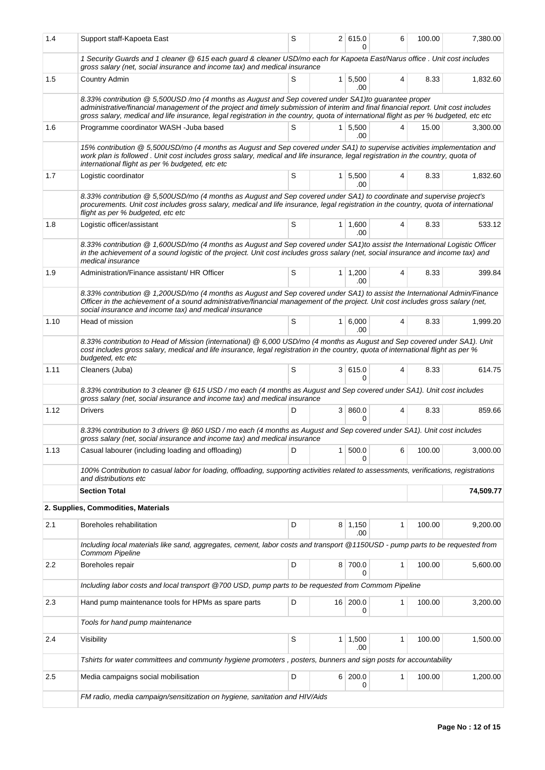| 1.4 | Support staff-Kapoeta East | S | 2 | 615.00 | 6 | 100.00 | 7,380.00 |
|---|---|---|---|---|---|---|---|
| | *1 Security Guards and 1 cleaner @ 615 each guard & cleaner USD/mo each for Kapoeta East/Narus office . Unit cost includes gross salary (net, social insurance and income tax) and medical insurance* | | | | | | |
| 1.5 | Country Admin | S | 1 | 5,500.00 | 4 | 8.33 | 1,832.60 |
| | *8.33% contribution @ 5,500USD /mo (4 months as August and Sep covered under SA1)to guarantee proper administrative/financial management of the project and timely submission of interim and final financial report. Unit cost includes gross salary, medical and life insurance, legal registration in the country, quota of international flight as per % budgeted, etc etc* | | | | | | |
| 1.6 | Programme coordinator WASH -Juba based | S | 1 | 5,500.00 | 4 | 15.00 | 3,300.00 |
| | *15% contribution @ 5,500USD/mo (4 months as August and Sep covered under SA1) to supervise activities implementation and work plan is followed . Unit cost includes gross salary, medical and life insurance, legal registration in the country, quota of international flight as per % budgeted, etc etc* | | | | | | |
| 1.7 | Logistic coordinator | S | 1 | 5,500.00 | 4 | 8.33 | 1,832.60 |
| | *8.33% contribution @ 5,500USD/mo (4 months as August and Sep covered under SA1) to coordinate and supervise project's procurements. Unit cost includes gross salary, medical and life insurance, legal registration in the country, quota of international flight as per % budgeted, etc etc* | | | | | | |
| 1.8 | Logistic officer/assistant | S | 1 | 1,600.00 | 4 | 8.33 | 533.12 |
| | *8.33% contribution @ 1,600USD/mo (4 months as August and Sep covered under SA1)to assist the International Logistic Officer in the achievement of a sound logistic of the project. Unit cost includes gross salary (net, social insurance and income tax) and medical insurance* | | | | | | |
| 1.9 | Administration/Finance assistant/ HR Officer | S | 1 | 1,200.00 | 4 | 8.33 | 399.84 |
| | *8.33% contribution @ 1,200USD/mo (4 months as August and Sep covered under SA1) to assist the International Admin/Finance Officer in the achievement of a sound administrative/financial management of the project. Unit cost includes gross salary (net, social insurance and income tax) and medical insurance* | | | | | | |
| 1.10 | Head of mission | S | 1 | 6,000.00 | 4 | 8.33 | 1,999.20 |
| | *8.33% contribution to Head of Mission (international) @ 6,000 USD/mo (4 months as August and Sep covered under SA1). Unit cost includes gross salary, medical and life insurance, legal registration in the country, quota of international flight as per % budgeted, etc etc* | | | | | | |
| 1.11 | Cleaners (Juba) | S | 3 | 615.00 | 4 | 8.33 | 614.75 |
| | *8.33% contribution to 3 cleaner @ 615 USD / mo each (4 months as August and Sep covered under SA1). Unit cost includes gross salary (net, social insurance and income tax) and medical insurance* | | | | | | |
| 1.12 | Drivers | D | 3 | 860.00 | 4 | 8.33 | 859.66 |
| | *8.33% contribution to 3 drivers @ 860 USD / mo each (4 months as August and Sep covered under SA1). Unit cost includes gross salary (net, social insurance and income tax) and medical insurance* | | | | | | |
| 1.13 | Casual labourer (including loading and offloading) | D | 1 | 500.00 | 6 | 100.00 | 3,000.00 |
| | *100% Contribution to casual labor for loading, offloading, supporting activities related to assessments, verifications, registrations and distributions etc* | | | | | | |
| | **Section Total** | | | | | | **74,509.77** |
| | **2. Supplies, Commodities, Materials** | | | | | | |
| 2.1 | Boreholes rehabilitation | D | 8 | 1,150.00 | 1 | 100.00 | 9,200.00 |
| | *Including local materials like sand, aggregates, cement, labor costs and transport @1150USD - pump parts to be requested from Commom Pipeline* | | | | | | |
| 2.2 | Boreholes repair | D | 8 | 700.00 | 1 | 100.00 | 5,600.00 |
| | *Including labor costs and local transport @700 USD, pump parts to be requested from Commom Pipeline* | | | | | | |
| 2.3 | Hand pump maintenance tools for HPMs as spare parts | D | 16 | 200.00 | 1 | 100.00 | 3,200.00 |
| | *Tools for hand pump maintenance* | | | | | | |
| 2.4 | Visibility | S | 1 | 1,500.00 | 1 | 100.00 | 1,500.00 |
| | *Tshirts for water committees and communty hygiene promoters , posters, bunners and sign posts for accountability* | | | | | | |
| 2.5 | Media campaigns social mobilisation | D | 6 | 200.00 | 1 | 100.00 | 1,200.00 |
| | *FM radio, media campaign/sensitization on hygiene, sanitation and HIV/Aids* | | | | | | |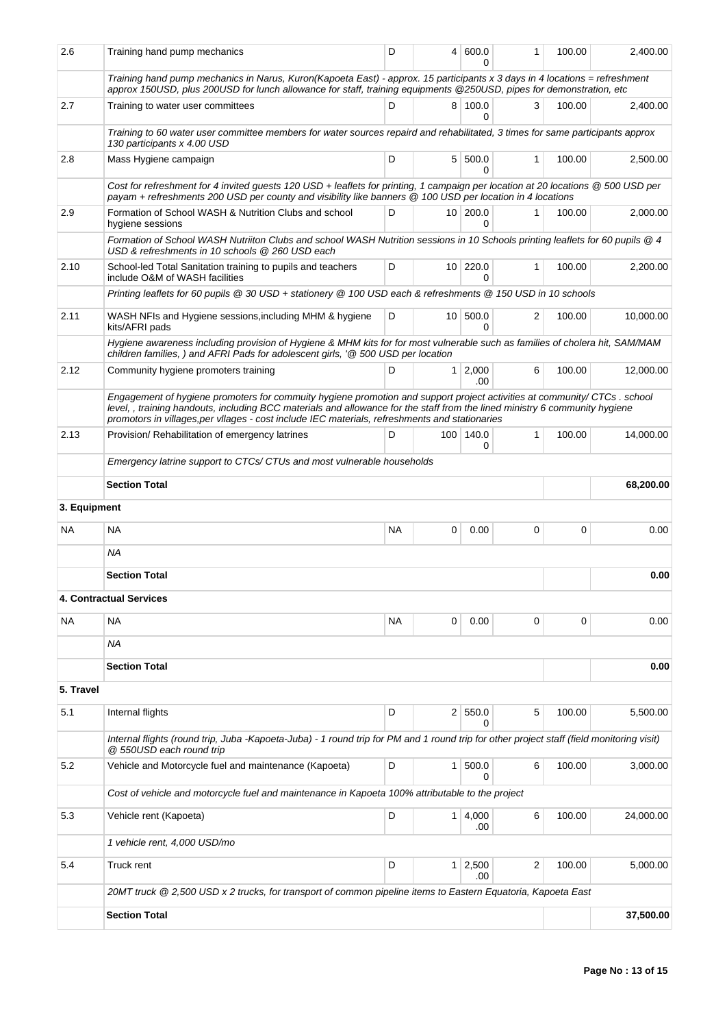| 2.6 | Training hand pump mechanics | D | 4 | 600.00 | 1 | 100.00 | 2,400.00 |
|---|---|---|---|---|---|---|---|
| | *Training hand pump mechanics in Narus, Kuron(Kapoeta East) - approx. 15 participants x 3 days in 4 locations = refreshment approx 150USD, plus 200USD for lunch allowance for staff, training equipments @250USD, pipes for demonstration, etc* | | | | | | |
| 2.7 | Training to water user committees | D | 8 | 100.00 | 3 | 100.00 | 2,400.00 |
| | *Training to 60 water user committee members for water sources repaird and rehabilitated, 3 times for same participants approx 130 participants x 4.00 USD* | | | | | | |
| 2.8 | Mass Hygiene campaign | D | 5 | 500.00 | 1 | 100.00 | 2,500.00 |
| | *Cost for refreshment for 4 invited guests 120 USD + leaflets for printing, 1 campaign per location at 20 locations @ 500 USD per payam + refreshments 200 USD per county and visibility like banners @ 100 USD per location in 4 locations* | | | | | | |
| 2.9 | Formation of School WASH & Nutrition Clubs and school hygiene sessions | D | 10 | 200.00 | 1 | 100.00 | 2,000.00 |
| | *Formation of School WASH Nutriiton Clubs and school WASH Nutrition sessions in 10 Schools printing leaflets for 60 pupils @ 4 USD & refreshments in 10 schools @ 260 USD each* | | | | | | |
| 2.10 | School-led Total Sanitation training to pupils and teachers include O&M of WASH facilities | D | 10 | 220.00 | 1 | 100.00 | 2,200.00 |
| | *Printing leaflets for 60 pupils @ 30 USD + stationery @ 100 USD each & refreshments @ 150 USD in 10 schools* | | | | | | |
| 2.11 | WASH NFIs and Hygiene sessions,including MHM & hygiene kits/AFRI pads | D | 10 | 500.00 | 2 | 100.00 | 10,000.00 |
| | *Hygiene awareness including provision of Hygiene & MHM kits for for most vulnerable such as families of cholera hit, SAM/MAM children families, ) and AFRI Pads for adolescent girls, '@ 500 USD per location* | | | | | | |
| 2.12 | Community hygiene promoters training | D | 1 | 2,000.00 | 6 | 100.00 | 12,000.00 |
| | *Engagement of hygiene promoters for commuity hygiene promotion and support project activities at community/ CTCs . school level, , training handouts, including BCC materials and allowance for the staff from the lined ministry 6 community hygiene promotors in villages,per vllages - cost include IEC materials, refreshments and stationaries* | | | | | | |
| 2.13 | Provision/ Rehabilitation of emergency latrines | D | 100 | 140.00 | 1 | 100.00 | 14,000.00 |
| | *Emergency latrine support to CTCs/ CTUs and most vulnerable households* | | | | | | |
| | **Section Total** | | | | | | **68,200.00** |
| **3. Equipment** | | | | | | | |
| NA | NA | NA | 0 | 0.00 | 0 | 0 | 0.00 |
| | *NA* | | | | | | |
| | **Section Total** | | | | | | **0.00** |
| **4. Contractual Services** | | | | | | | |
| NA | NA | NA | 0 | 0.00 | 0 | 0 | 0.00 |
| | *NA* | | | | | | |
| | **Section Total** | | | | | | **0.00** |
| **5. Travel** | | | | | | | |
| 5.1 | Internal flights | D | 2 | 550.00 | 5 | 100.00 | 5,500.00 |
| | *Internal flights (round trip, Juba -Kapoeta-Juba) - 1 round trip for PM and 1 round trip for other project staff (field monitoring visit) @ 550USD each round trip* | | | | | | |
| 5.2 | Vehicle and Motorcycle fuel and maintenance (Kapoeta) | D | 1 | 500.00 | 6 | 100.00 | 3,000.00 |
| | *Cost of vehicle and motorcycle fuel and maintenance in Kapoeta 100% attributable to the project* | | | | | | |
| 5.3 | Vehicle rent (Kapoeta) | D | 1 | 4,000.00 | 6 | 100.00 | 24,000.00 |
| | *1 vehicle rent, 4,000 USD/mo* | | | | | | |
| 5.4 | Truck rent | D | 1 | 2,500.00 | 2 | 100.00 | 5,000.00 |
| | *20MT truck @ 2,500 USD x 2 trucks, for transport of common pipeline items to Eastern Equatoria, Kapoeta East* | | | | | | |
| | **Section Total** | | | | | | **37,500.00** |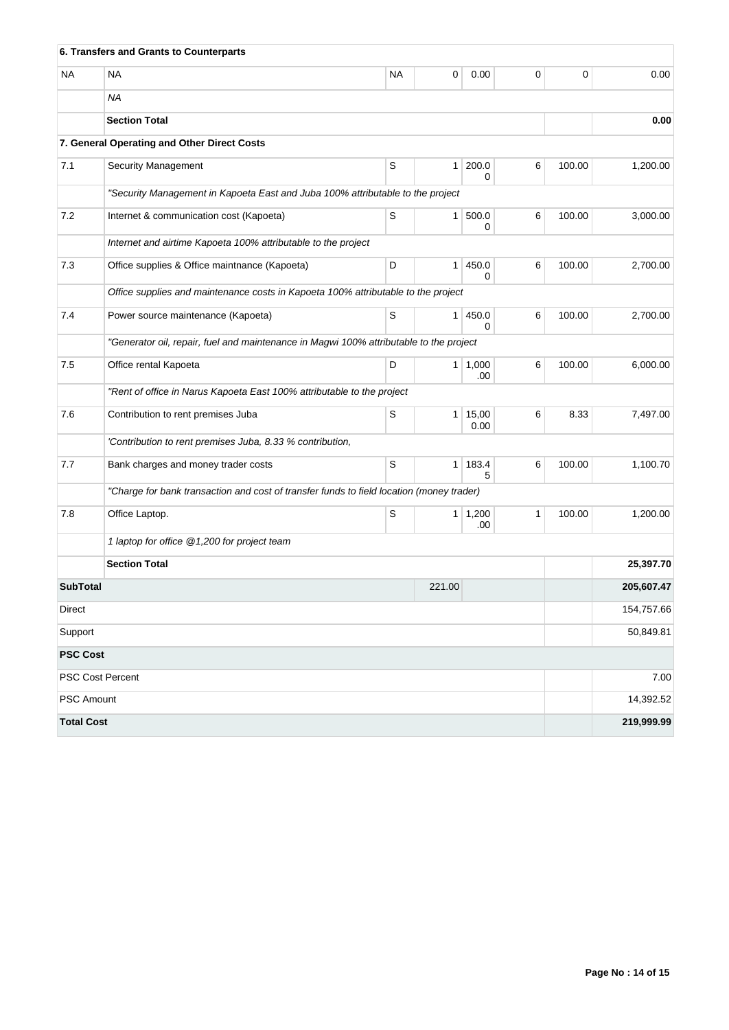| | | | | | | | |
|---|---|---|---|---|---|---|---|
| | **6. Transfers and Grants to Counterparts** | | | | | | |
| NA | NA | NA | 0 | 0.00 | 0 | 0 | 0.00 |
| | *NA* | | | | | | |
| | **Section Total** | | | | | | **0.00** |
| | **7. General Operating and Other Direct Costs** | | | | | | |
| 7.1 | Security Management | S | 1 | 200.00 | 6 | 100.00 | 1,200.00 |
| | *"Security Management in Kapoeta East and Juba 100% attributable to the project* | | | | | | |
| 7.2 | Internet & communication cost (Kapoeta) | S | 1 | 500.00 | 6 | 100.00 | 3,000.00 |
| | *Internet and airtime Kapoeta 100% attributable to the project* | | | | | | |
| 7.3 | Office supplies & Office maintnance (Kapoeta) | D | 1 | 450.00 | 6 | 100.00 | 2,700.00 |
| | *Office supplies and maintenance costs in Kapoeta 100% attributable to the project* | | | | | | |
| 7.4 | Power source maintenance (Kapoeta) | S | 1 | 450.00 | 6 | 100.00 | 2,700.00 |
| | *"Generator oil, repair, fuel and maintenance in Magwi 100% attributable to the project* | | | | | | |
| 7.5 | Office rental Kapoeta | D | 1 | 1,000.00 | 6 | 100.00 | 6,000.00 |
| | *"Rent of office in Narus Kapoeta East 100% attributable to the project* | | | | | | |
| 7.6 | Contribution to rent premises Juba | S | 1 | 15,000.00 | 6 | 8.33 | 7,497.00 |
| | *'Contribution to rent premises Juba, 8.33 % contribution,* | | | | | | |
| 7.7 | Bank charges and money trader costs | S | 1 | 183.45 | 6 | 100.00 | 1,100.70 |
| | *"Charge for bank transaction and cost of transfer funds to field location (money trader)* | | | | | | |
| 7.8 | Office Laptop. | S | 1 | 1,200.00 | 1 | 100.00 | 1,200.00 |
| | *1 laptop for office @1,200 for project team* | | | | | | |
| | **Section Total** | | | | | | **25,397.70** |
| **SubTotal** | | | 221.00 | | | | **205,607.47** |
| Direct | | | | | | | 154,757.66 |
| Support | | | | | | | 50,849.81 |
| **PSC Cost** | | | | | | | |
| PSC Cost Percent | | | | | | | 7.00 |
| PSC Amount | | | | | | | 14,392.52 |
| **Total Cost** | | | | | | | **219,999.99** |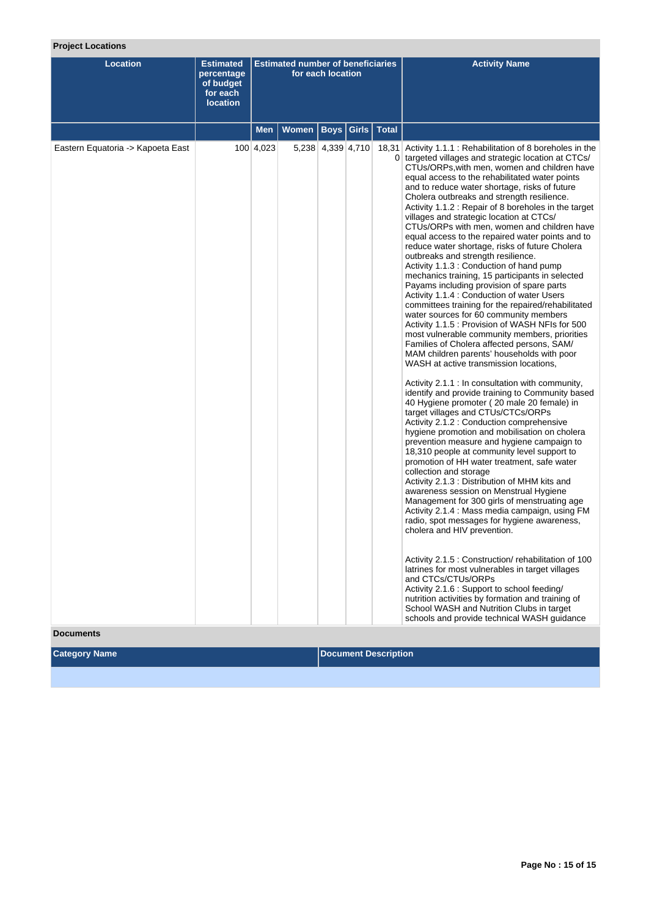**Project Locations**

| Location | Estimated percentage of budget for each location | Estimated number of beneficiaries for each location | | | | | Activity Name |
|---|---|---|---|---|---|---|---|
| | | Men | Women | Boys | Girls | Total | |
| Eastern Equatoria -> Kapoeta East | 100 | 4,023 | 5,238 | 4,339 | 4,710 | 18,310 | Activity 1.1.1 : Rehabilitation of 8 boreholes in the targeted villages and strategic location at CTCs/ CTUs/ORPs,with men, women and children have equal access to the rehabilitated water points and to reduce water shortage, risks of future Cholera outbreaks and strength resilience.<br>Activity 1.1.2 : Repair of 8 boreholes in the target villages and strategic location at CTCs/ CTUs/ORPs with men, women and children have equal access to the repaired water points and to reduce water shortage, risks of future Cholera outbreaks and strength resilience.<br>Activity 1.1.3 : Conduction of hand pump mechanics training, 15 participants in selected Payams including provision of spare parts<br>Activity 1.1.4 : Conduction of water Users committees training for the repaired/rehabilitated water sources for 60 community members<br>Activity 1.1.5 : Provision of WASH NFIs for 500 most vulnerable community members, priorities Families of Cholera affected persons, SAM/ MAM children parents' households with poor WASH at active transmission locations,<br><br>Activity 2.1.1 : In consultation with community, identify and provide training to Community based 40 Hygiene promoter ( 20 male 20 female) in target villages and CTUs/CTCs/ORPs<br>Activity 2.1.2 : Conduction comprehensive hygiene promotion and mobilisation on cholera prevention measure and hygiene campaign to 18,310 people at community level support to promotion of HH water treatment, safe water collection and storage<br>Activity 2.1.3 : Distribution of MHM kits and awareness session on Menstrual Hygiene Management for 300 girls of menstruating age<br>Activity 2.1.4 : Mass media campaign, using FM radio, spot messages for hygiene awareness, cholera and HIV prevention.<br><br>Activity 2.1.5 : Construction/ rehabilitation of 100 latrines for most vulnerables in target villages and CTCs/CTUs/ORPs<br>Activity 2.1.6 : Support to school feeding/ nutrition activities by formation and training of School WASH and Nutrition Clubs in target schools and provide technical WASH guidance |

**Documents**

| Category Name | Document Description |
|---|---|
| | |